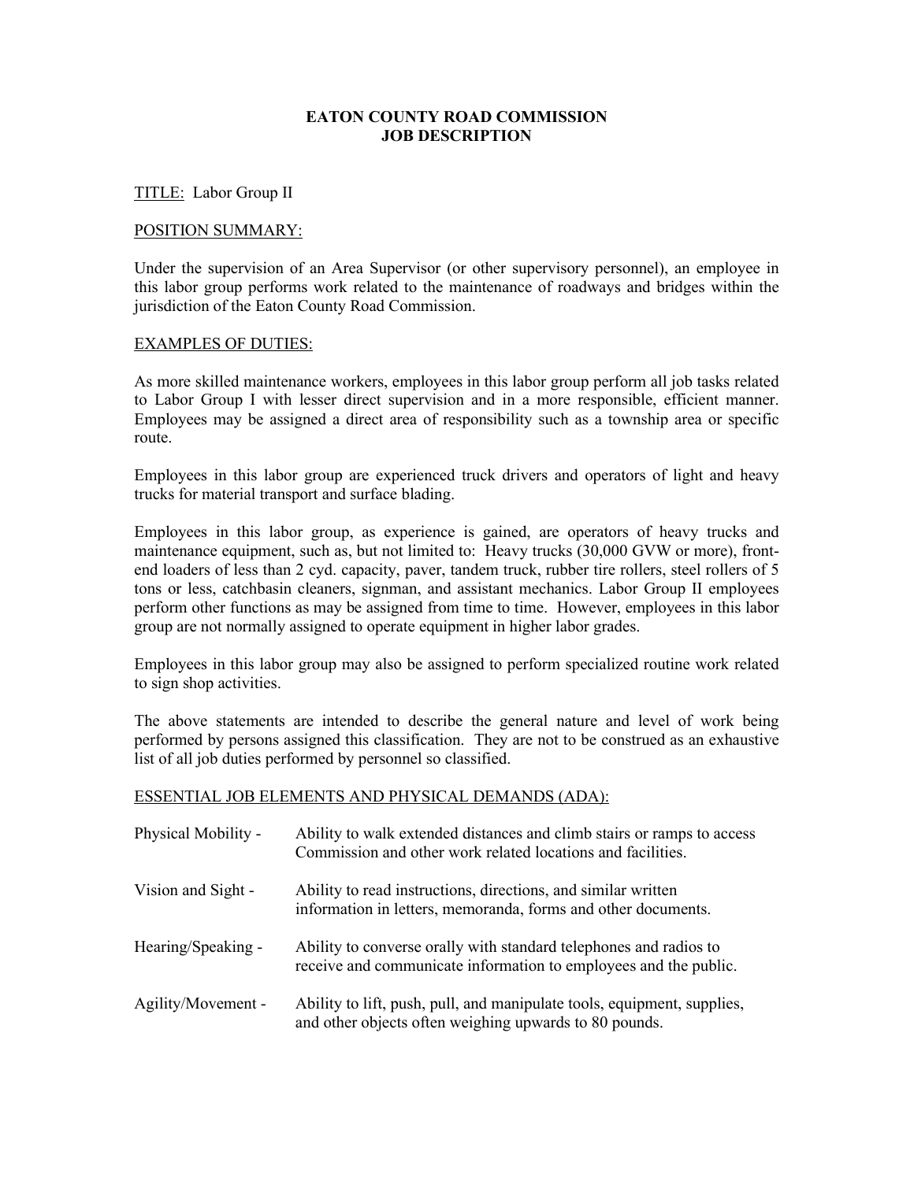# EATON COUNTY ROAD COMMISSION
# JOB DESCRIPTION

TITLE: Labor Group II

POSITION SUMMARY:

Under the supervision of an Area Supervisor (or other supervisory personnel), an employee in this labor group performs work related to the maintenance of roadways and bridges within the jurisdiction of the Eaton County Road Commission.

EXAMPLES OF DUTIES:

As more skilled maintenance workers, employees in this labor group perform all job tasks related to Labor Group I with lesser direct supervision and in a more responsible, efficient manner. Employees may be assigned a direct area of responsibility such as a township area or specific route.

Employees in this labor group are experienced truck drivers and operators of light and heavy trucks for material transport and surface blading.

Employees in this labor group, as experience is gained, are operators of heavy trucks and maintenance equipment, such as, but not limited to: Heavy trucks (30,000 GVW or more), front-end loaders of less than 2 cyd. capacity, paver, tandem truck, rubber tire rollers, steel rollers of 5 tons or less, catchbasin cleaners, signman, and assistant mechanics. Labor Group II employees perform other functions as may be assigned from time to time. However, employees in this labor group are not normally assigned to operate equipment in higher labor grades.

Employees in this labor group may also be assigned to perform specialized routine work related to sign shop activities.

The above statements are intended to describe the general nature and level of work being performed by persons assigned this classification. They are not to be construed as an exhaustive list of all job duties performed by personnel so classified.

ESSENTIAL JOB ELEMENTS AND PHYSICAL DEMANDS (ADA):

Physical Mobility - Ability to walk extended distances and climb stairs or ramps to access Commission and other work related locations and facilities.

Vision and Sight - Ability to read instructions, directions, and similar written information in letters, memoranda, forms and other documents.

Hearing/Speaking - Ability to converse orally with standard telephones and radios to receive and communicate information to employees and the public.

Agility/Movement - Ability to lift, push, pull, and manipulate tools, equipment, supplies, and other objects often weighing upwards to 80 pounds.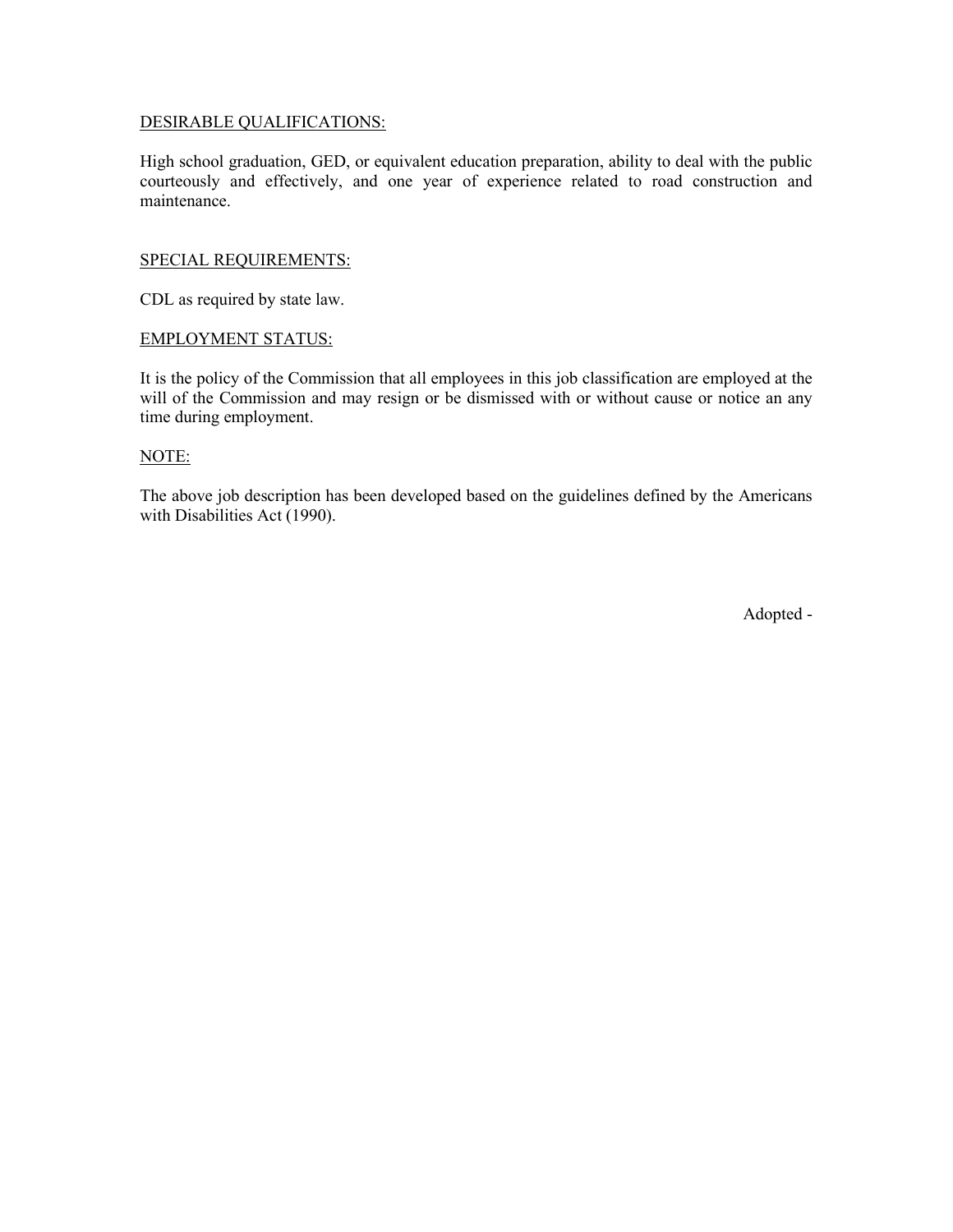DESIRABLE QUALIFICATIONS:

High school graduation, GED, or equivalent education preparation, ability to deal with the public courteously and effectively, and one year of experience related to road construction and maintenance.

SPECIAL REQUIREMENTS:

CDL as required by state law.

EMPLOYMENT STATUS:

It is the policy of the Commission that all employees in this job classification are employed at the will of the Commission and may resign or be dismissed with or without cause or notice an any time during employment.

NOTE:

The above job description has been developed based on the guidelines defined by the Americans with Disabilities Act (1990).

Adopted -